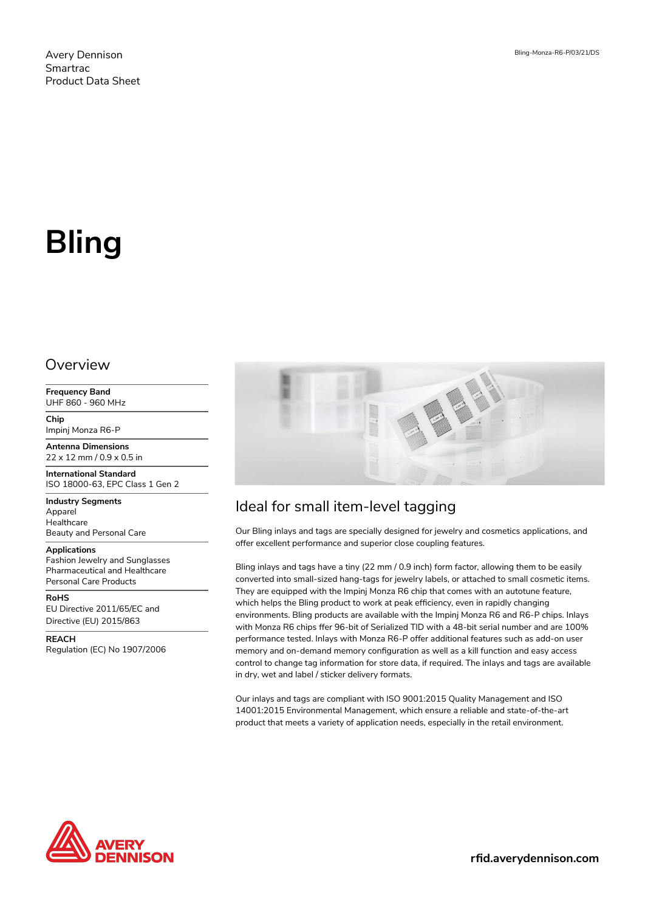Avery Dennison
Smartrac
Product Data Sheet

Bling-Monza-R6-P/03/21/DS

# Bling

## Overview

**Frequency Band**
UHF 860 - 960 MHz

**Chip**
Impinj Monza R6-P

**Antenna Dimensions**
22 x 12 mm / 0.9 x 0.5 in

**International Standard**
ISO 18000-63, EPC Class 1 Gen 2

**Industry Segments**
Apparel
Healthcare
Beauty and Personal Care

**Applications**
Fashion Jewelry and Sunglasses
Pharmaceutical and Healthcare
Personal Care Products

**RoHS**
EU Directive 2011/65/EC and Directive (EU) 2015/863

**REACH**
Regulation (EC) No 1907/2006

## Ideal for small item-level tagging

Our Bling inlays and tags are specially designed for jewelry and cosmetics applications, and offer excellent performance and superior close coupling features.

Bling inlays and tags have a tiny (22 mm / 0.9 inch) form factor, allowing them to be easily converted into small-sized hang-tags for jewelry labels, or attached to small cosmetic items. They are equipped with the Impinj Monza R6 chip that comes with an autotune feature, which helps the Bling product to work at peak efficiency, even in rapidly changing environments. Bling products are available with the Impinj Monza R6 and R6-P chips. Inlays with Monza R6 chips ffer 96-bit of Serialized TID with a 48-bit serial number and are 100% performance tested. Inlays with Monza R6-P offer additional features such as add-on user memory and on-demand memory configuration as well as a kill function and easy access control to change tag information for store data, if required. The inlays and tags are available in dry, wet and label / sticker delivery formats.

Our inlays and tags are compliant with ISO 9001:2015 Quality Management and ISO 14001:2015 Environmental Management, which ensure a reliable and state-of-the-art product that meets a variety of application needs, especially in the retail environment.

AVERY DENNISON

**rfid.averydennison.com**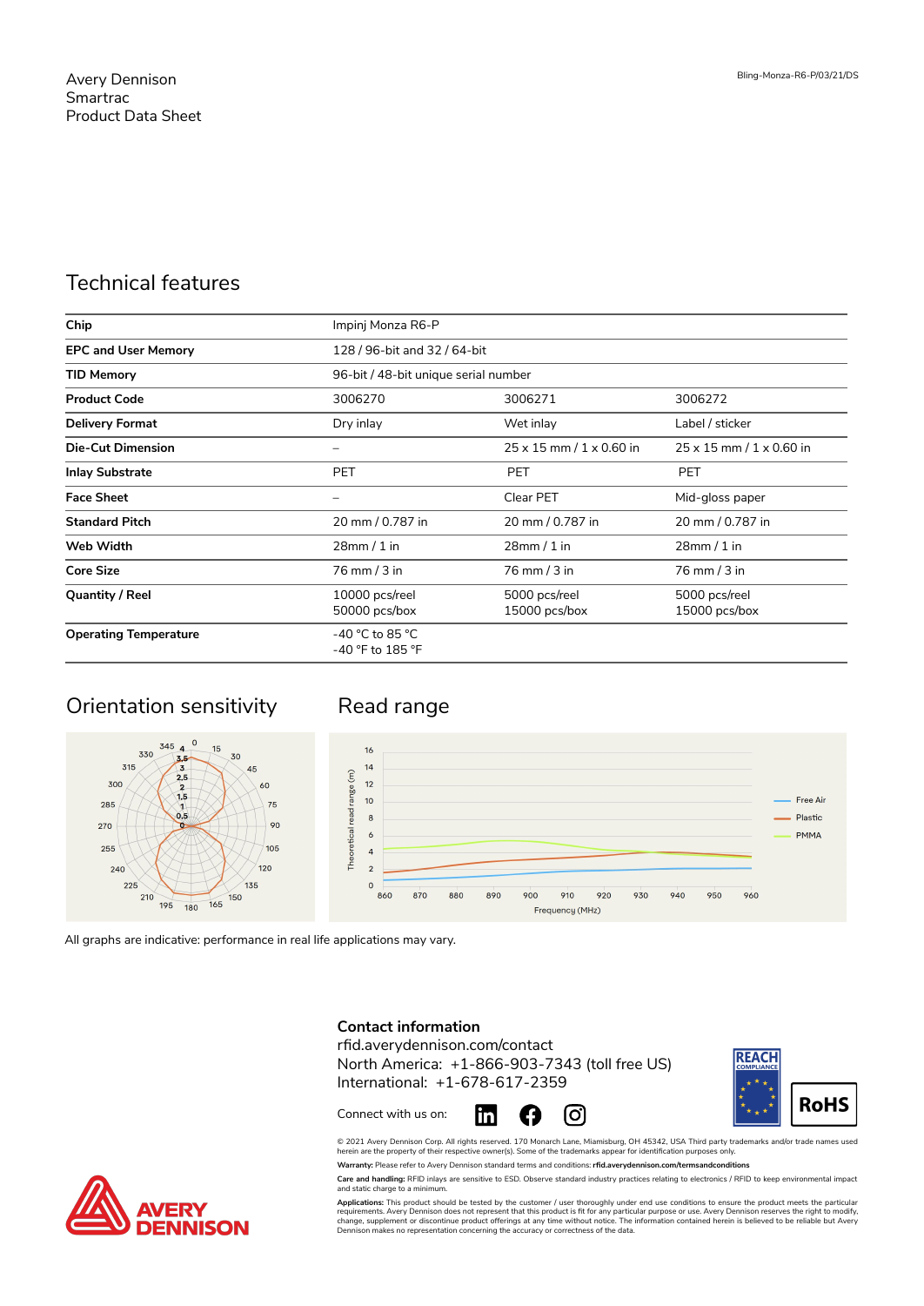Avery Dennison
Smartrac
Product Data Sheet

Bling-Monza-R6-P/03/21/DS

## Technical features

| | | | |
|---|---|---|---|
| **Chip** | Impinj Monza R6-P | | |
| **EPC and User Memory** | 128 / 96-bit and 32 / 64-bit | | |
| **TID Memory** | 96-bit / 48-bit unique serial number | | |
| **Product Code** | 3006270 | 3006271 | 3006272 |
| **Delivery Format** | Dry inlay | Wet inlay | Label / sticker |
| **Die-Cut Dimension** | – | 25 x 15 mm / 1 x 0.60 in | 25 x 15 mm / 1 x 0.60 in |
| **Inlay Substrate** | PET | PET | PET |
| **Face Sheet** | – | Clear PET | Mid-gloss paper |
| **Standard Pitch** | 20 mm / 0.787 in | 20 mm / 0.787 in | 20 mm / 0.787 in |
| **Web Width** | 28mm / 1 in | 28mm / 1 in | 28mm / 1 in |
| **Core Size** | 76 mm / 3 in | 76 mm / 3 in | 76 mm / 3 in |
| **Quantity / Reel** | 10000 pcs/reel<br>50000 pcs/box | 5000 pcs/reel<br>15000 pcs/box | 5000 pcs/reel<br>15000 pcs/box |
| **Operating Temperature** | -40 °C to 85 °C<br>-40 °F to 185 °F | | |

## Orientation sensitivity

0
15
30
45
60
75
90
105
120
135
150
165
180
195
210
225
240
255
270
285
300
315
330
345

0
0.5
1
1.5
2
2.5
3
3.5
4

## Read range

Theoretical read range (m)
0
2
4
6
8
10
12
14
16

Frequency (MHz)
860
870
880
890
900
910
920
930
940
950
960

Free Air
Plastic
PMMA

All graphs are indicative: performance in real life applications may vary.

**Contact information**
rfid.averydennison.com/contact
North America: +1-866-903-7343 (toll free US)
International: +1-678-617-2359

Connect with us on:

REACH COMPLIANCE

RoHS

© 2021 Avery Dennison Corp. All rights reserved. 170 Monarch Lane, Miamisburg, OH 45342, USA Third party trademarks and/or trade names used herein are the property of their respective owner(s). Some of the trademarks appear for identification purposes only.

**Warranty:** Please refer to Avery Dennison standard terms and conditions: **rfid.averydennison.com/termsandconditions**

**Care and handling:** RFID inlays are sensitive to ESD. Observe standard industry practices relating to electronics / RFID to keep environmental impact and static charge to a minimum.

**Applications:** This product should be tested by the customer / user thoroughly under end use conditions to ensure the product meets the particular requirements. Avery Dennison does not represent that this product is fit for any particular purpose or use. Avery Dennison reserves the right to modify, change, supplement or discontinue product offerings at any time without notice. The information contained herein is believed to be reliable but Avery Dennison makes no representation concerning the accuracy or correctness of the data.

AVERY DENNISON